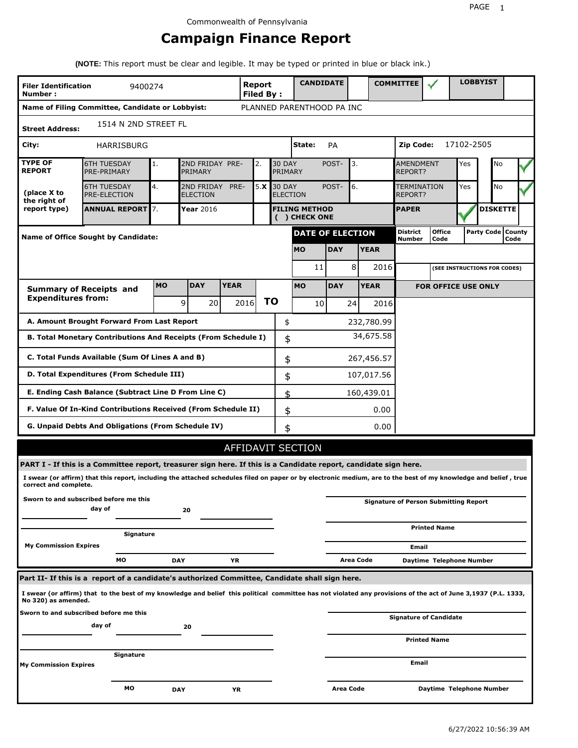Commonwealth of Pennsylvania

# Campaign Finance Report

**(NOTE:** This report must be clear and legible. It may be typed or printed in blue or black ink.)

| **Filer Identification Number :** | 9400274 | **Report Filed By :** | **CANDIDATE** | | **COMMITTEE** | ✓ | **LOBBYIST** | |
|---|---|---|---|---|---|---|---|---|

**Name of Filing Committee, Candidate or Lobbyist:** PLANNED PARENTHOOD PA INC

**Street Address:** 1514 N 2ND STREET FL

**City:** HARRISBURG **State:** PA **Zip Code:** 17102-2505

| **TYPE OF REPORT** (place X to the right of report type) | | | | | | | |
|---|---|---|---|---|---|---|---|
| 6TH TUESDAY PRE-PRIMARY | 1. | 2ND FRIDAY PRE-PRIMARY | 2. | 30 DAY POST-PRIMARY | 3. | AMENDMENT REPORT? | Yes / No ✓ |
| 6TH TUESDAY PRE-ELECTION | 4. | 2ND FRIDAY PRE-ELECTION | 5. X | 30 DAY POST-ELECTION | 6. | TERMINATION REPORT? | Yes / No ✓ |
| **ANNUAL REPORT** | 7. | **Year** 2016 | | **FILING METHOD ( ) CHECK ONE** | | **PAPER** ✓ | **DISKETTE** |

**Name of Office Sought by Candidate:**

| **DATE OF ELECTION** | | |
|---|---|---|
| **MO** | **DAY** | **YEAR** |
| 11 | 8 | 2016 |

| District Number | Office Code | Party Code | County Code |
|---|---|---|---|
| | | | |

(SEE INSTRUCTIONS FOR CODES)

| **Summary of Receipts and Expenditures from:** | **MO** | **DAY** | **YEAR** | **TO** | **MO** | **DAY** | **YEAR** |
|---|---|---|---|---|---|---|---|
| | 9 | 20 | 2016 | **TO** | 10 | 24 | 2016 |

**FOR OFFICE USE ONLY**

| | | |
|---|---|---|
| **A. Amount Brought Forward From Last Report** | $ | 232,780.99 |
| **B. Total Monetary Contributions And Receipts (From Schedule I)** | $ | 34,675.58 |
| **C. Total Funds Available (Sum Of Lines A and B)** | $ | 267,456.57 |
| **D. Total Expenditures (From Schedule III)** | $ | 107,017.56 |
| **E. Ending Cash Balance (Subtract Line D From Line C)** | $ | 160,439.01 |
| **F. Value Of In-Kind Contributions Received (From Schedule II)** | $ | 0.00 |
| **G. Unpaid Debts And Obligations (From Schedule IV)** | $ | 0.00 |

## AFFIDAVIT SECTION

**PART I - If this is a Committee report, treasurer sign here. If this is a Candidate report, candidate sign here.**

**I swear (or affirm) that this report, including the attached schedules filed on paper or by electronic medium, are to the best of my knowledge and belief , true correct and complete.**

**Sworn to and subscribed before me this** ______ **day of** ______ **20** ______

**Signature**

**My Commission Expires** **MO** **DAY** **YR**

**Signature of Person Submitting Report**

**Printed Name**

**Email**

**Area Code** **Daytime Telephone Number**

**Part II- If this is a report of a candidate's authorized Committee, Candidate shall sign here.**

**I swear (or affirm) that to the best of my knowledge and belief this political committee has not violated any provisions of the act of June 3,1937 (P.L. 1333, No 320) as amended.**

**Sworn to and subscribed before me this** ______ **day of** ______ **20** ______

**Signature**

**My Commission Expires** **MO** **DAY** **YR**

**Signature of Candidate**

**Printed Name**

**Email**

**Area Code** **Daytime Telephone Number**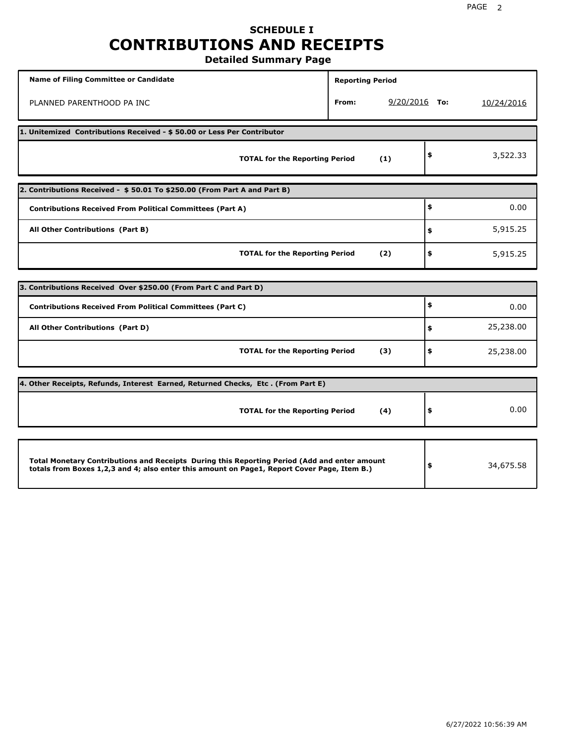# SCHEDULE I
# CONTRIBUTIONS AND RECEIPTS
## Detailed Summary Page

| Name of Filing Committee or Candidate | Reporting Period | | | |
|---|---|---|---|---|
| PLANNED PARENTHOOD PA INC | From: | 9/20/2016 | To: | 10/24/2016 |

**1. Unitemized Contributions Received - $ 50.00 or Less Per Contributor**

| | | |
|---|---|---|
| **TOTAL for the Reporting Period** | **(1)** | $ 3,522.33 |

**2. Contributions Received - $ 50.01 To $250.00 (From Part A and Part B)**

| | | |
|---|---|---|
| **Contributions Received From Political Committees (Part A)** | | $ 0.00 |
| **All Other Contributions (Part B)** | | $ 5,915.25 |
| **TOTAL for the Reporting Period** | **(2)** | $ 5,915.25 |

**3. Contributions Received Over $250.00 (From Part C and Part D)**

| | | |
|---|---|---|
| **Contributions Received From Political Committees (Part C)** | | $ 0.00 |
| **All Other Contributions (Part D)** | | $ 25,238.00 |
| **TOTAL for the Reporting Period** | **(3)** | $ 25,238.00 |

**4. Other Receipts, Refunds, Interest Earned, Returned Checks, Etc . (From Part E)**

| | | |
|---|---|---|
| **TOTAL for the Reporting Period** | **(4)** | $ 0.00 |

| | |
|---|---|
| **Total Monetary Contributions and Receipts During this Reporting Period (Add and enter amount totals from Boxes 1,2,3 and 4; also enter this amount on Page1, Report Cover Page, Item B.)** | $ 34,675.58 |

6/27/2022 10:56:39 AM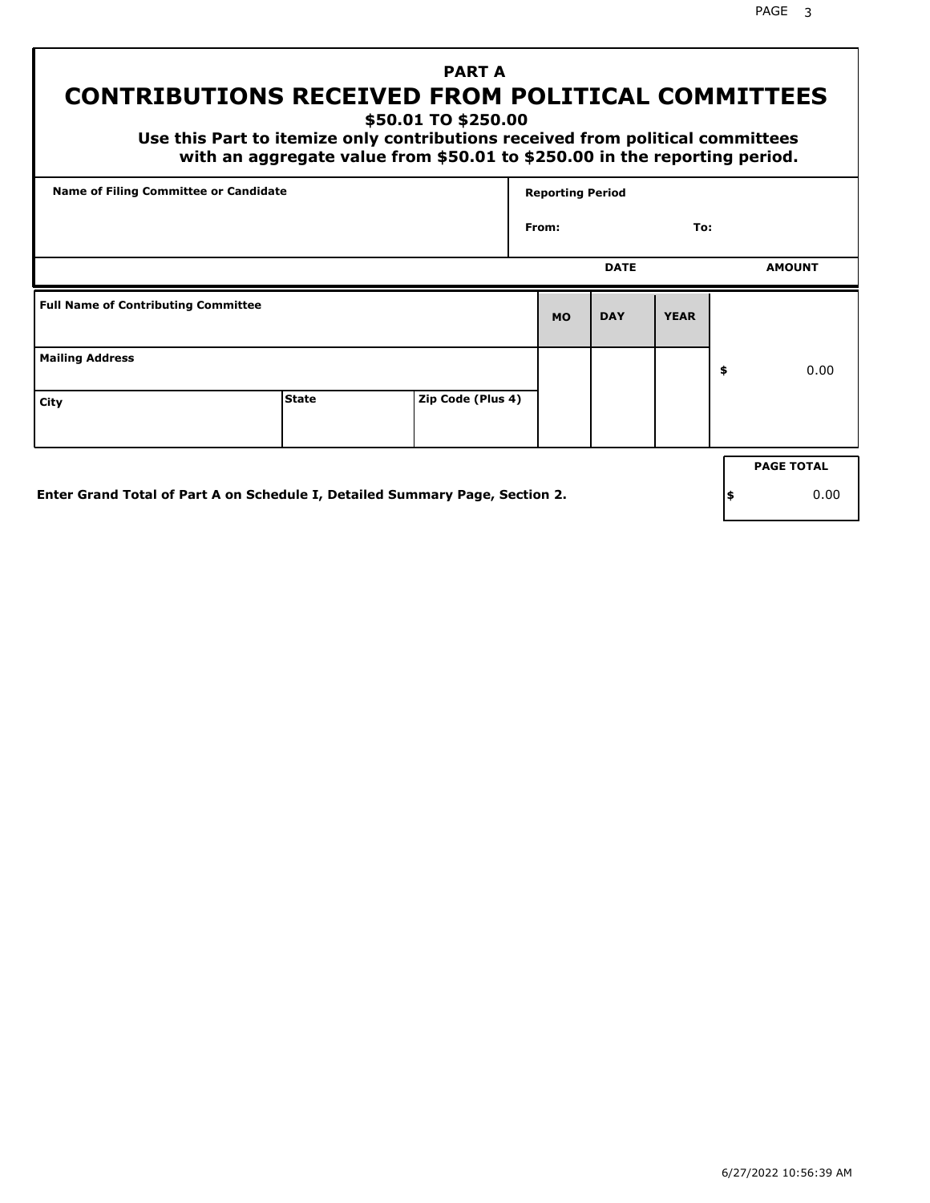# PART A

## CONTRIBUTIONS RECEIVED FROM POLITICAL COMMITTEES

### $50.01 TO $250.00

**Use this Part to itemize only contributions received from political committees with an aggregate value from $50.01 to $250.00 in the reporting period.**

| Name of Filing Committee or Candidate | Reporting Period |
|---|---|
| | From: To: |

| Full Name of Contributing Committee | | | DATE MO | DAY | YEAR | AMOUNT |
|---|---|---|---|---|---|---|
| Mailing Address | | | | | | $ 0.00 |
| City | State | Zip Code (Plus 4) | | | | |

**Enter Grand Total of Part A on Schedule I, Detailed Summary Page, Section 2.**

| PAGE TOTAL |
|---|
| $ 0.00 |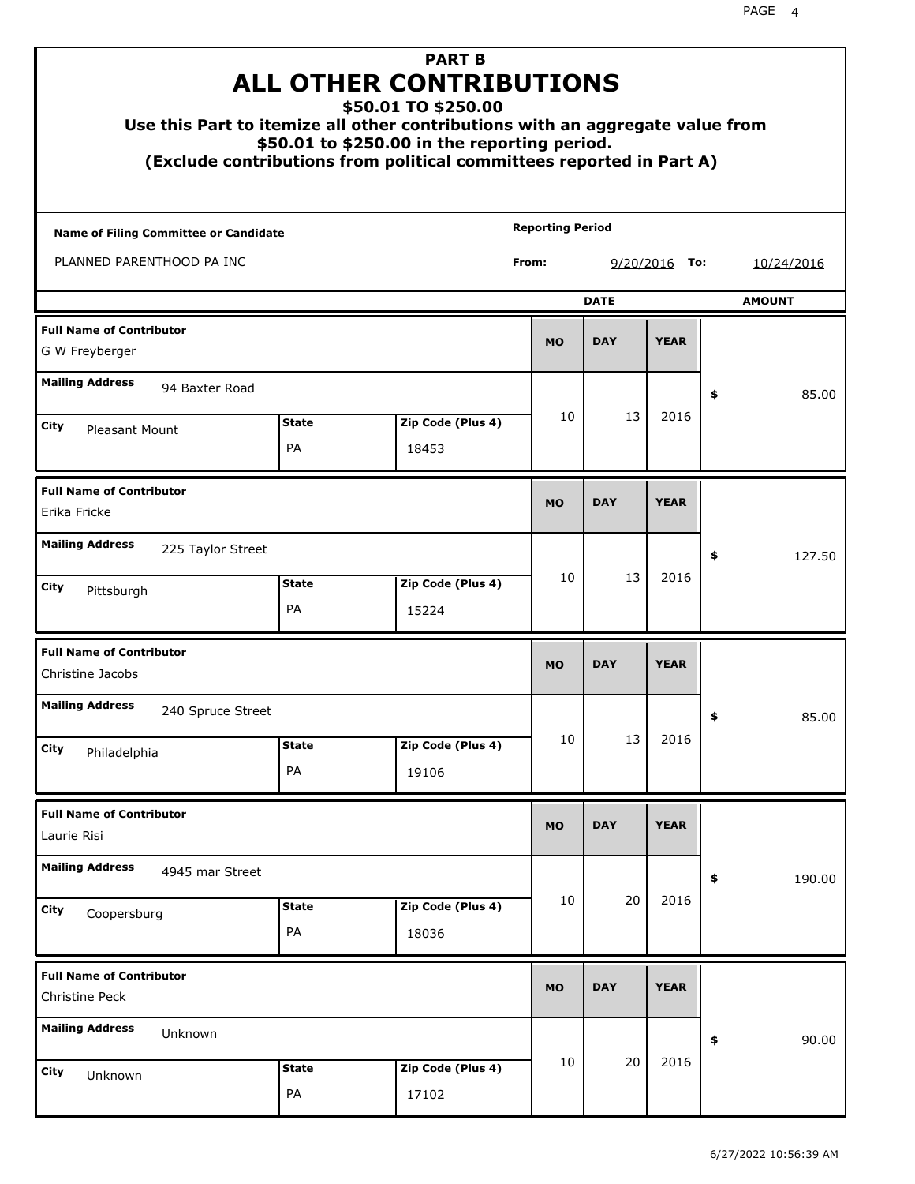# PART B
## ALL OTHER CONTRIBUTIONS
### $50.01 TO $250.00

**Use this Part to itemize all other contributions with an aggregate value from $50.01 to $250.00 in the reporting period.**
**(Exclude contributions from political committees reported in Part A)**

| Name of Filing Committee or Candidate | Reporting Period |
|---|---|
| PLANNED PARENTHOOD PA INC | From: 9/20/2016 To: 10/24/2016 |

| Full Name of Contributor | Mailing Address | City | State | Zip Code (Plus 4) | MO | DAY | YEAR | AMOUNT |
|---|---|---|---|---|---|---|---|---|
| G W Freyberger | 94 Baxter Road | Pleasant Mount | PA | 18453 | 10 | 13 | 2016 | $ 85.00 |
| Erika Fricke | 225 Taylor Street | Pittsburgh | PA | 15224 | 10 | 13 | 2016 | $ 127.50 |
| Christine Jacobs | 240 Spruce Street | Philadelphia | PA | 19106 | 10 | 13 | 2016 | $ 85.00 |
| Laurie Risi | 4945 mar Street | Coopersburg | PA | 18036 | 10 | 20 | 2016 | $ 190.00 |
| Christine Peck | Unknown | Unknown | PA | 17102 | 10 | 20 | 2016 | $ 90.00 |

6/27/2022 10:56:39 AM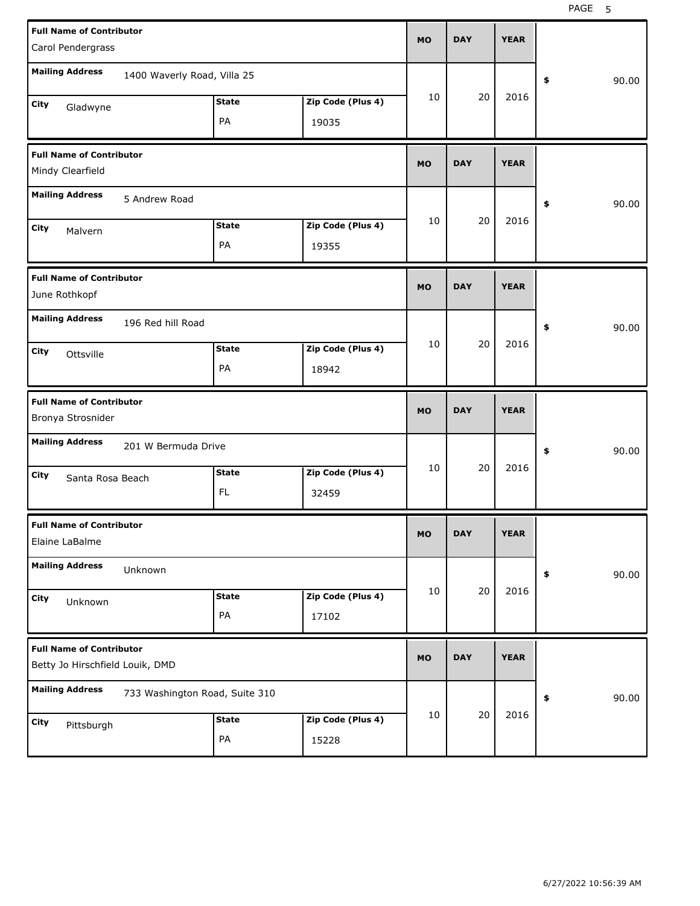| Full Name of Contributor | Mailing Address | City | State | Zip Code (Plus 4) | MO | DAY | YEAR | $ |
|---|---|---|---|---|---|---|---|---|
| Carol Pendergrass | 1400 Waverly Road, Villa 25 | Gladwyne | PA | 19035 | 10 | 20 | 2016 | 90.00 |
| Mindy Clearfield | 5 Andrew Road | Malvern | PA | 19355 | 10 | 20 | 2016 | 90.00 |
| June Rothkopf | 196 Red hill Road | Ottsville | PA | 18942 | 10 | 20 | 2016 | 90.00 |
| Bronya Strosnider | 201 W Bermuda Drive | Santa Rosa Beach | FL | 32459 | 10 | 20 | 2016 | 90.00 |
| Elaine LaBalme | Unknown | Unknown | PA | 17102 | 10 | 20 | 2016 | 90.00 |
| Betty Jo Hirschfield Louik, DMD | 733 Washington Road, Suite 310 | Pittsburgh | PA | 15228 | 10 | 20 | 2016 | 90.00 |

6/27/2022 10:56:39 AM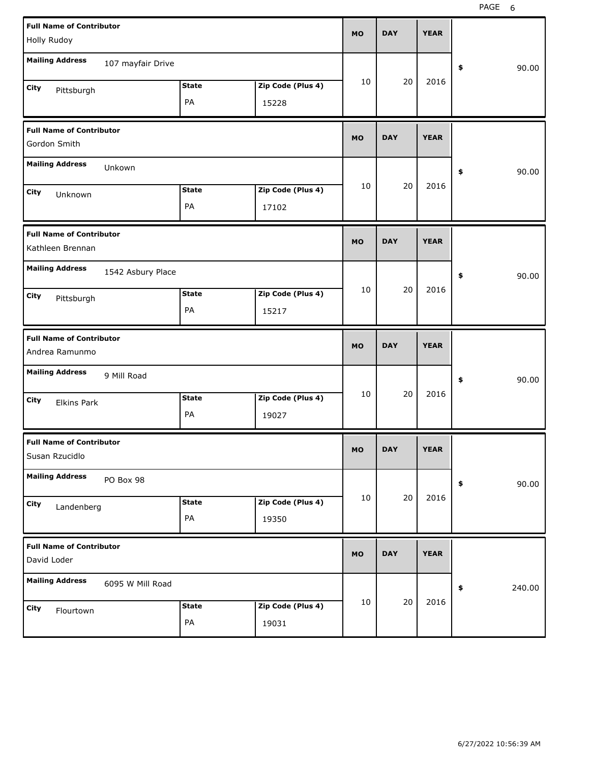| Full Name of Contributor | Mailing Address | City | State | Zip Code (Plus 4) | MO | DAY | YEAR | $ |
|---|---|---|---|---|---|---|---|---|
| Holly Rudoy | 107 mayfair Drive | Pittsburgh | PA | 15228 | 10 | 20 | 2016 | 90.00 |
| Gordon Smith | Unkown | Unknown | PA | 17102 | 10 | 20 | 2016 | 90.00 |
| Kathleen Brennan | 1542 Asbury Place | Pittsburgh | PA | 15217 | 10 | 20 | 2016 | 90.00 |
| Andrea Ramunmo | 9 Mill Road | Elkins Park | PA | 19027 | 10 | 20 | 2016 | 90.00 |
| Susan Rzucidlo | PO Box 98 | Landenberg | PA | 19350 | 10 | 20 | 2016 | 90.00 |
| David Loder | 6095 W Mill Road | Flourtown | PA | 19031 | 10 | 20 | 2016 | 240.00 |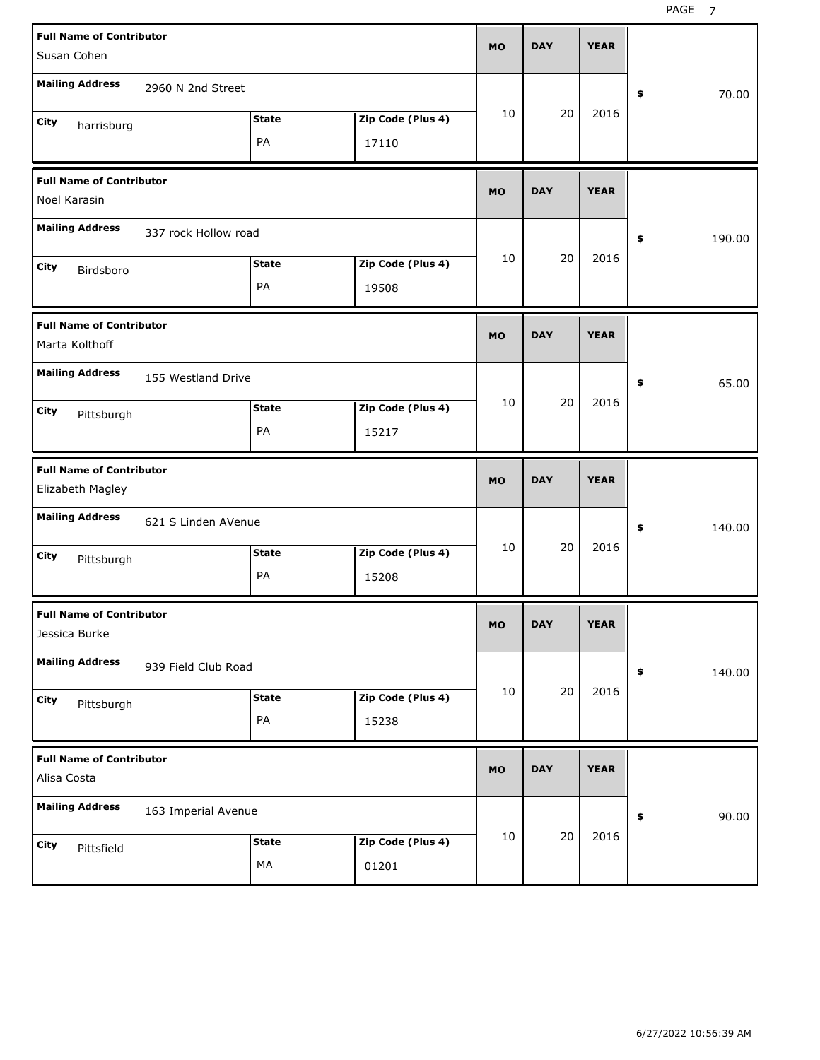| Full Name of Contributor | Mailing Address | City | State | Zip Code (Plus 4) | MO | DAY | YEAR | $ |
|---|---|---|---|---|---|---|---|---|
| Susan Cohen | 2960 N 2nd Street | harrisburg | PA | 17110 | 10 | 20 | 2016 | 70.00 |
| Noel Karasin | 337 rock Hollow road | Birdsboro | PA | 19508 | 10 | 20 | 2016 | 190.00 |
| Marta Kolthoff | 155 Westland Drive | Pittsburgh | PA | 15217 | 10 | 20 | 2016 | 65.00 |
| Elizabeth Magley | 621 S Linden AVenue | Pittsburgh | PA | 15208 | 10 | 20 | 2016 | 140.00 |
| Jessica Burke | 939 Field Club Road | Pittsburgh | PA | 15238 | 10 | 20 | 2016 | 140.00 |
| Alisa Costa | 163 Imperial Avenue | Pittsfield | MA | 01201 | 10 | 20 | 2016 | 90.00 |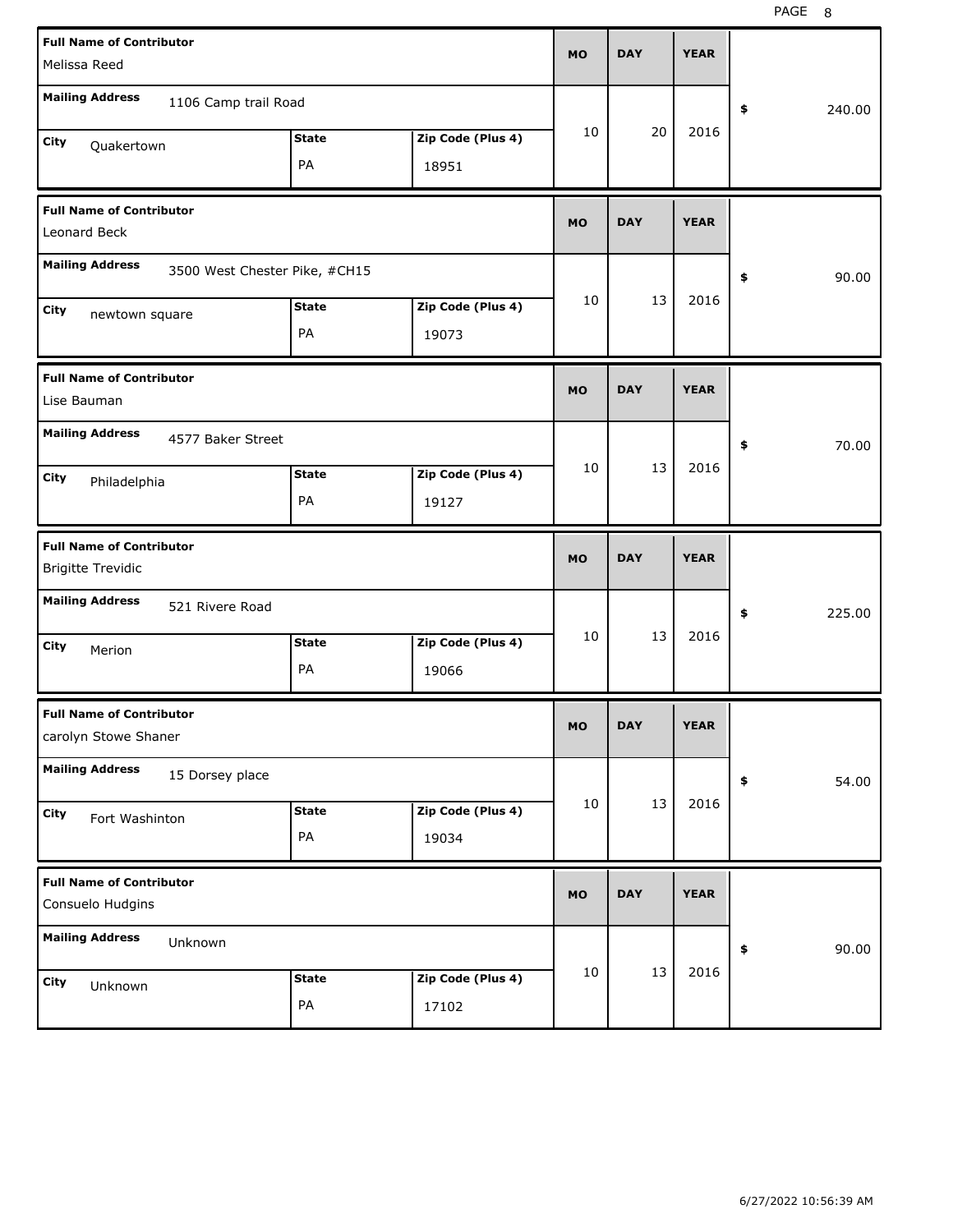| Full Name of Contributor | Mailing Address | City | State | Zip Code (Plus 4) | MO | DAY | YEAR | $ |
|---|---|---|---|---|---|---|---|---|
| Melissa Reed | 1106 Camp trail Road | Quakertown | PA | 18951 | 10 | 20 | 2016 | 240.00 |
| Leonard Beck | 3500 West Chester Pike, #CH15 | newtown square | PA | 19073 | 10 | 13 | 2016 | 90.00 |
| Lise Bauman | 4577 Baker Street | Philadelphia | PA | 19127 | 10 | 13 | 2016 | 70.00 |
| Brigitte Trevidic | 521 Rivere Road | Merion | PA | 19066 | 10 | 13 | 2016 | 225.00 |
| carolyn Stowe Shaner | 15 Dorsey place | Fort Washinton | PA | 19034 | 10 | 13 | 2016 | 54.00 |
| Consuelo Hudgins | Unknown | Unknown | PA | 17102 | 10 | 13 | 2016 | 90.00 |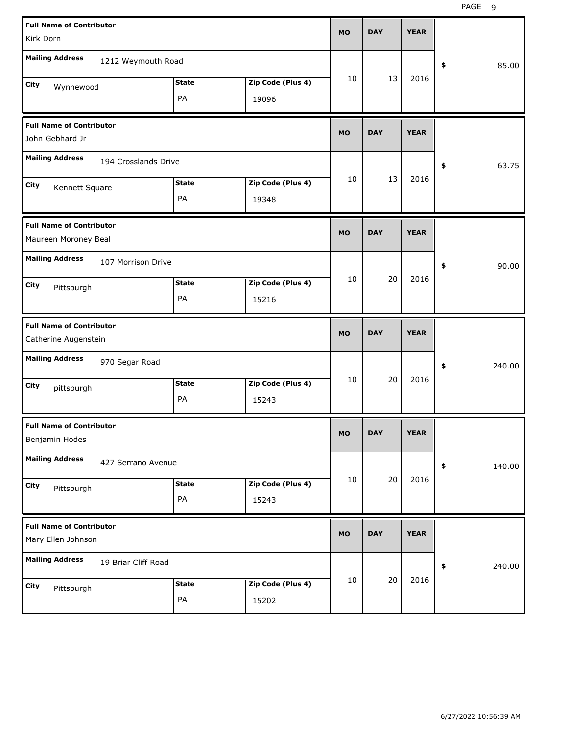| Full Name of Contributor | Mailing Address | City | State | Zip Code (Plus 4) | MO | DAY | YEAR | $ |
|---|---|---|---|---|---|---|---|---|
| Kirk Dorn | 1212 Weymouth Road | Wynnewood | PA | 19096 | 10 | 13 | 2016 | 85.00 |
| John Gebhard Jr | 194 Crosslands Drive | Kennett Square | PA | 19348 | 10 | 13 | 2016 | 63.75 |
| Maureen Moroney Beal | 107 Morrison Drive | Pittsburgh | PA | 15216 | 10 | 20 | 2016 | 90.00 |
| Catherine Augenstein | 970 Segar Road | pittsburgh | PA | 15243 | 10 | 20 | 2016 | 240.00 |
| Benjamin Hodes | 427 Serrano Avenue | Pittsburgh | PA | 15243 | 10 | 20 | 2016 | 140.00 |
| Mary Ellen Johnson | 19 Briar Cliff Road | Pittsburgh | PA | 15202 | 10 | 20 | 2016 | 240.00 |

6/27/2022 10:56:39 AM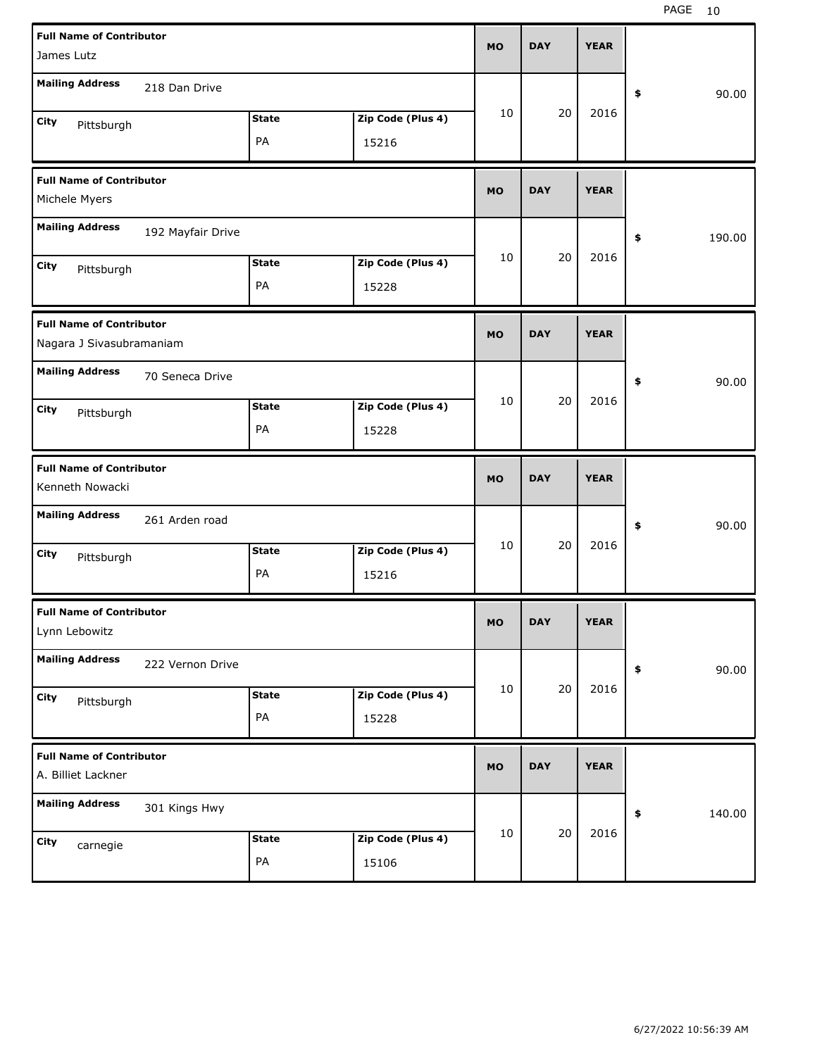| Full Name of Contributor | Mailing Address | City | State | Zip Code (Plus 4) | MO | DAY | YEAR | $ |
|---|---|---|---|---|---|---|---|---|
| James Lutz | 218 Dan Drive | Pittsburgh | PA | 15216 | 10 | 20 | 2016 | 90.00 |
| Michele Myers | 192 Mayfair Drive | Pittsburgh | PA | 15228 | 10 | 20 | 2016 | 190.00 |
| Nagara J Sivasubramaniam | 70 Seneca Drive | Pittsburgh | PA | 15228 | 10 | 20 | 2016 | 90.00 |
| Kenneth Nowacki | 261 Arden road | Pittsburgh | PA | 15216 | 10 | 20 | 2016 | 90.00 |
| Lynn Lebowitz | 222 Vernon Drive | Pittsburgh | PA | 15228 | 10 | 20 | 2016 | 90.00 |
| A. Billiet Lackner | 301 Kings Hwy | carnegie | PA | 15106 | 10 | 20 | 2016 | 140.00 |

6/27/2022 10:56:39 AM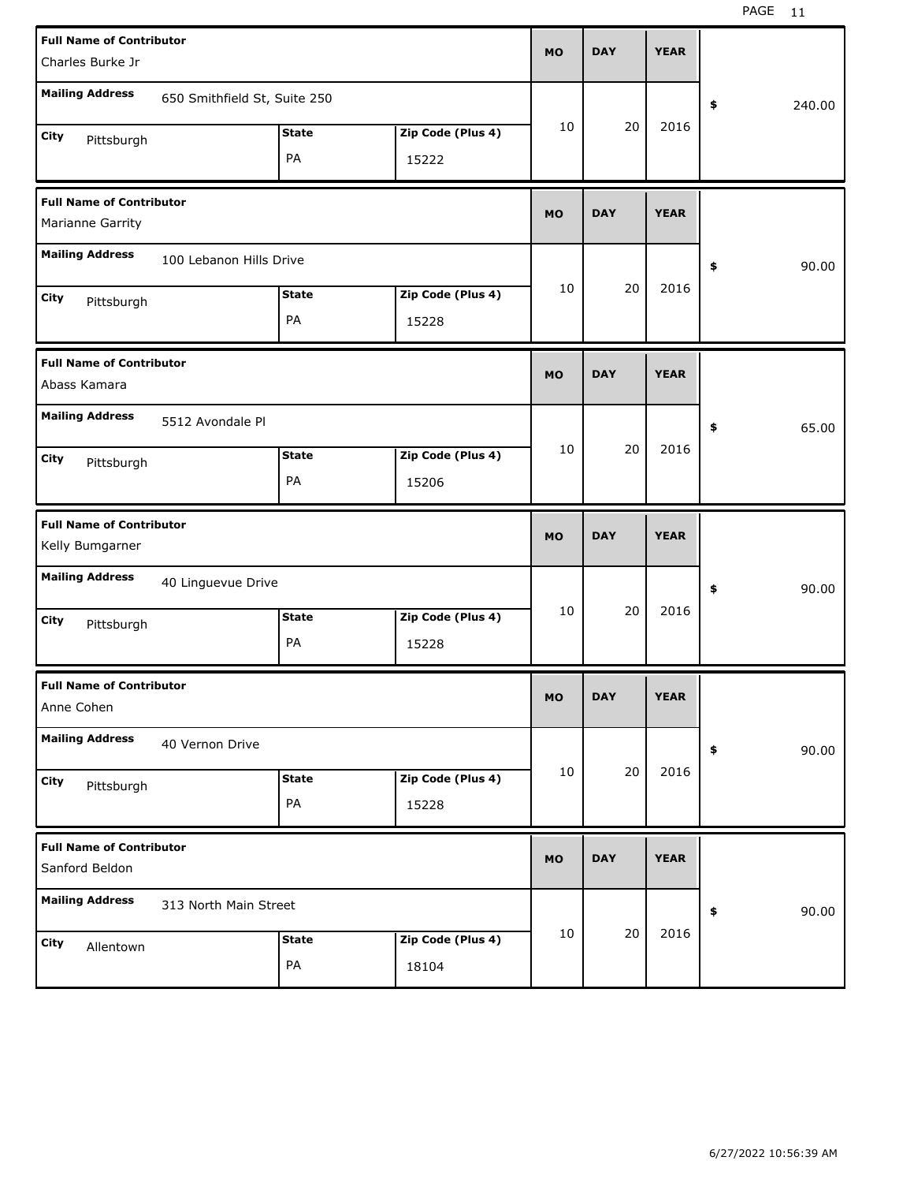| Full Name of Contributor | Mailing Address | City | State | Zip Code (Plus 4) | MO | DAY | YEAR | $ |
|---|---|---|---|---|---|---|---|---|
| Charles Burke Jr | 650 Smithfield St, Suite 250 | Pittsburgh | PA | 15222 | 10 | 20 | 2016 | 240.00 |
| Marianne Garrity | 100 Lebanon Hills Drive | Pittsburgh | PA | 15228 | 10 | 20 | 2016 | 90.00 |
| Abass Kamara | 5512 Avondale Pl | Pittsburgh | PA | 15206 | 10 | 20 | 2016 | 65.00 |
| Kelly Bumgarner | 40 Linguevue Drive | Pittsburgh | PA | 15228 | 10 | 20 | 2016 | 90.00 |
| Anne Cohen | 40 Vernon Drive | Pittsburgh | PA | 15228 | 10 | 20 | 2016 | 90.00 |
| Sanford Beldon | 313 North Main Street | Allentown | PA | 18104 | 10 | 20 | 2016 | 90.00 |

6/27/2022 10:56:39 AM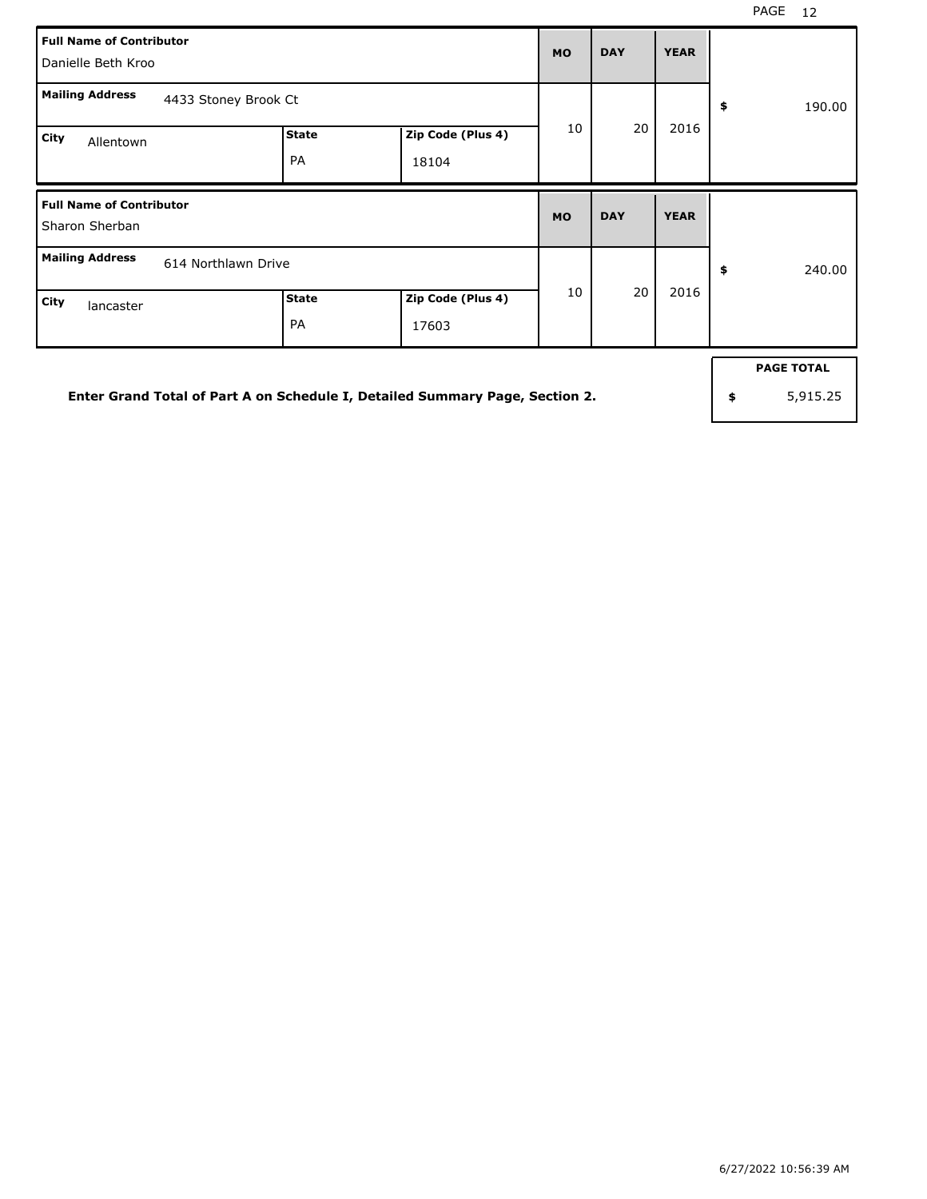| Full Name of Contributor | | | MO | DAY | YEAR | |
|---|---|---|---|---|---|---|
| Danielle Beth Kroo | | | | | | |
| **Mailing Address** 4433 Stoney Brook Ct | | | 10 | 20 | 2016 | $ 190.00 |
| **City** Allentown | **State** PA | **Zip Code (Plus 4)** 18104 | | | | |

| Full Name of Contributor | | | MO | DAY | YEAR | |
|---|---|---|---|---|---|---|
| Sharon Sherban | | | | | | |
| **Mailing Address** 614 Northlawn Drive | | | 10 | 20 | 2016 | $ 240.00 |
| **City** lancaster | **State** PA | **Zip Code (Plus 4)** 17603 | | | | |

**Enter Grand Total of Part A on Schedule I, Detailed Summary Page, Section 2.**

| PAGE TOTAL |
|---|
| $ 5,915.25 |

6/27/2022 10:56:39 AM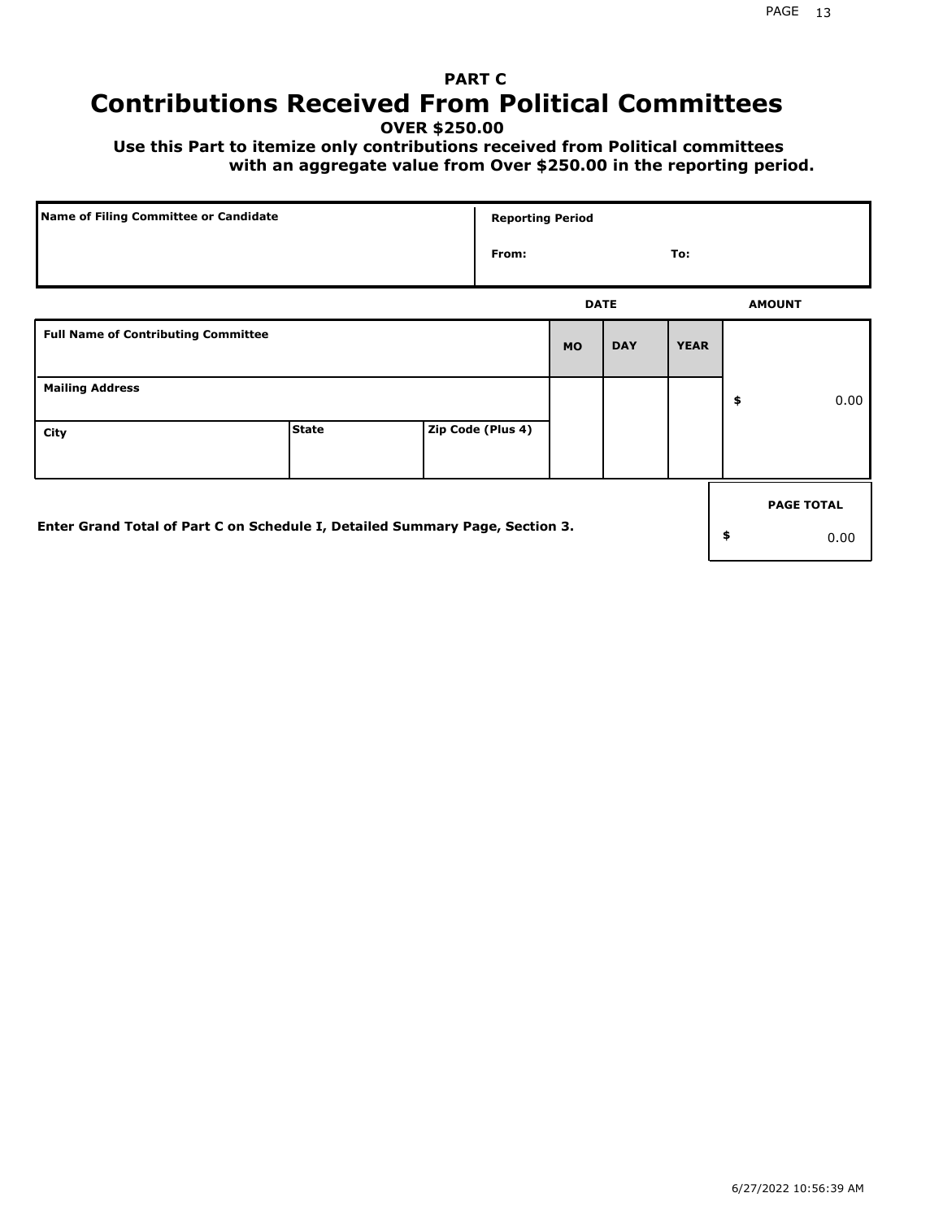# PART C

## Contributions Received From Political Committees

**OVER $250.00**

**Use this Part to itemize only contributions received from Political committees with an aggregate value from Over $250.00 in the reporting period.**

| Name of Filing Committee or Candidate | Reporting Period | |
|---|---|---|
| | From: | To: |

| | DATE | | | AMOUNT |
|---|---|---|---|---|
| **Full Name of Contributing Committee** | **MO** | **DAY** | **YEAR** | |
| **Mailing Address** | | | | $ 0.00 |
| **City** / **State** / **Zip Code (Plus 4)** | | | | |

**Enter Grand Total of Part C on Schedule I, Detailed Summary Page, Section 3.**

| PAGE TOTAL |
|---|
| $ 0.00 |

6/27/2022 10:56:39 AM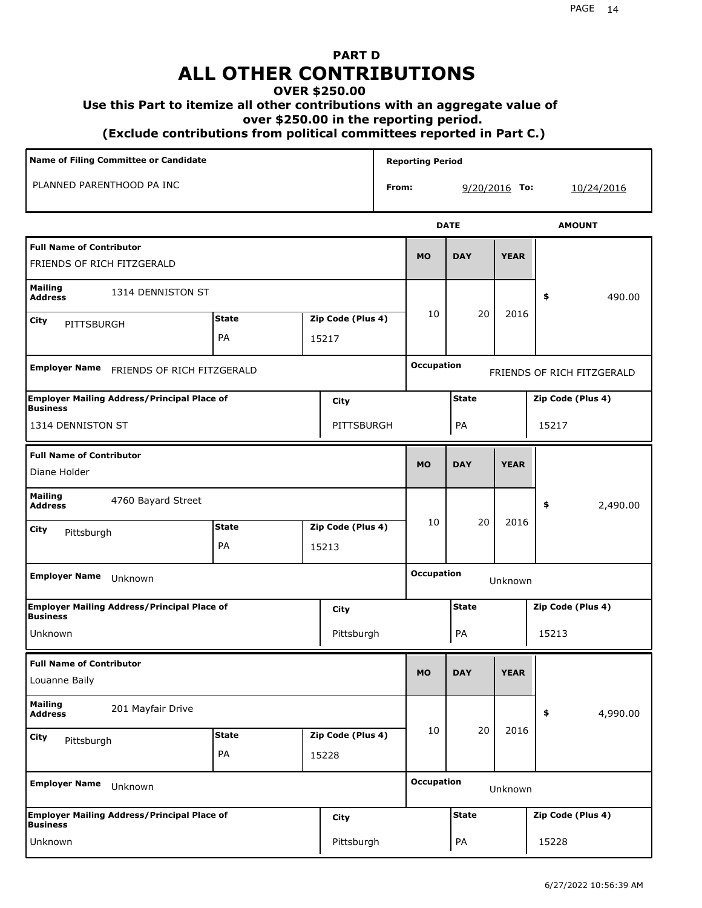# PART D
# ALL OTHER CONTRIBUTIONS
### OVER $250.00
### Use this Part to itemize all other contributions with an aggregate value of over $250.00 in the reporting period.
### (Exclude contributions from political committees reported in Part C.)

| Name of Filing Committee or Candidate | Reporting Period |
|---|---|
| PLANNED PARENTHOOD PA INC | From: 9/20/2016 To: 10/24/2016 |

| Full Name of Contributor | Mailing Address | City | State | Zip Code (Plus 4) | MO | DAY | YEAR | AMOUNT |
|---|---|---|---|---|---|---|---|---|
| FRIENDS OF RICH FITZGERALD | 1314 DENNISTON ST | PITTSBURGH | PA | 15217 | 10 | 20 | 2016 | $ 490.00 |
| Diane Holder | 4760 Bayard Street | Pittsburgh | PA | 15213 | 10 | 20 | 2016 | $ 2,490.00 |
| Louanne Baily | 201 Mayfair Drive | Pittsburgh | PA | 15228 | 10 | 20 | 2016 | $ 4,990.00 |

| Full Name of Contributor | Employer Name | Occupation | Employer Mailing Address/Principal Place of Business | City | State | Zip Code (Plus 4) |
|---|---|---|---|---|---|---|
| FRIENDS OF RICH FITZGERALD | FRIENDS OF RICH FITZGERALD | FRIENDS OF RICH FITZGERALD | 1314 DENNISTON ST | PITTSBURGH | PA | 15217 |
| Diane Holder | Unknown | Unknown | Unknown | Pittsburgh | PA | 15213 |
| Louanne Baily | Unknown | Unknown | Unknown | Pittsburgh | PA | 15228 |

6/27/2022 10:56:39 AM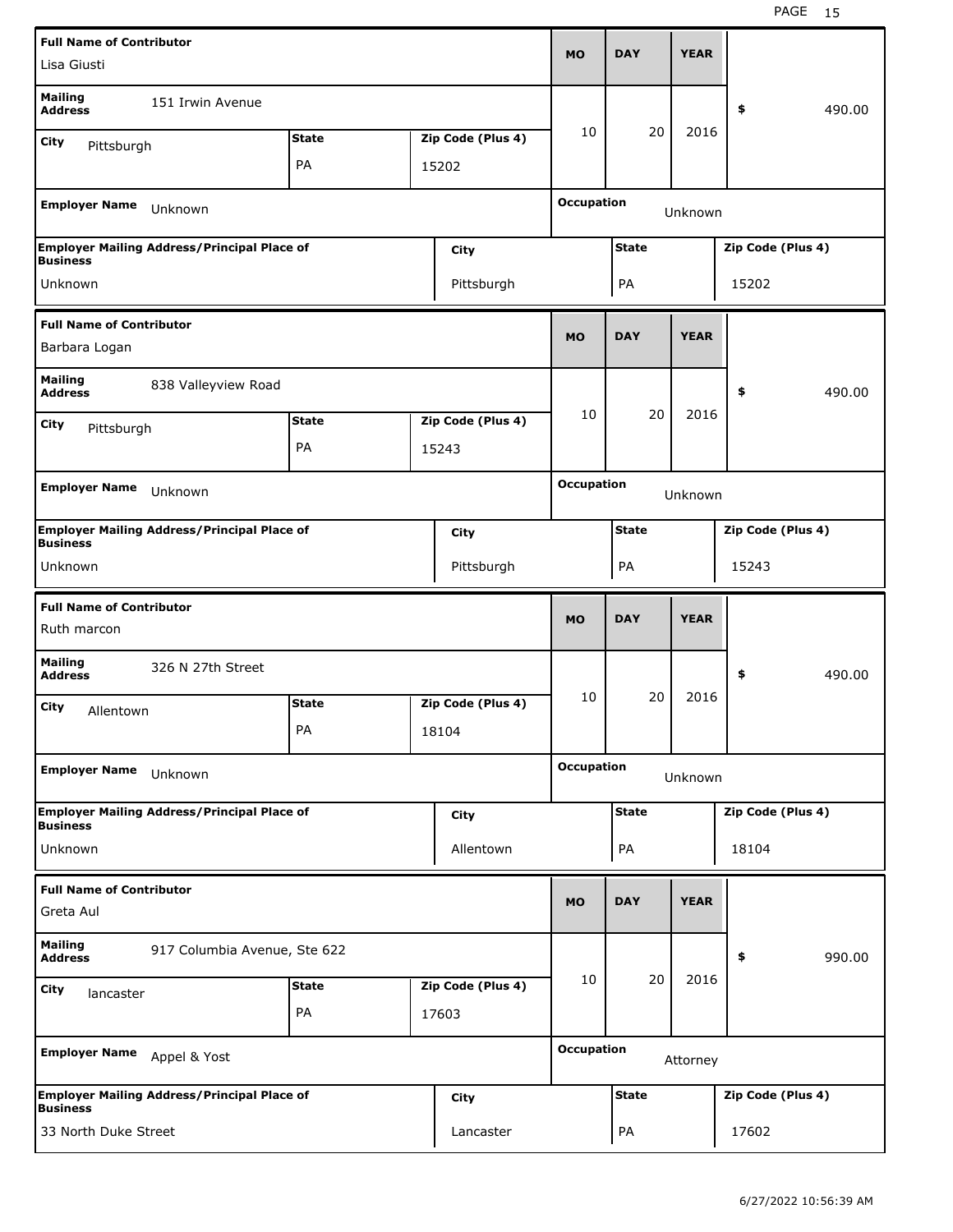| Full Name of Contributor | | | MO | DAY | YEAR | |
|---|---|---|---|---|---|---|
| Lisa Giusti | | | | | | |
| Mailing Address: 151 Irwin Avenue | | | 10 | 20 | 2016 | $ 490.00 |
| City: Pittsburgh | State: PA | Zip Code (Plus 4): 15202 | | | | |
| Employer Name: Unknown | | | Occupation: Unknown | | | |
| Employer Mailing Address/Principal Place of Business: Unknown | City: Pittsburgh | | State: PA | | Zip Code (Plus 4): 15202 | |

| Full Name of Contributor | | | MO | DAY | YEAR | |
|---|---|---|---|---|---|---|
| Barbara Logan | | | | | | |
| Mailing Address: 838 Valleyview Road | | | 10 | 20 | 2016 | $ 490.00 |
| City: Pittsburgh | State: PA | Zip Code (Plus 4): 15243 | | | | |
| Employer Name: Unknown | | | Occupation: Unknown | | | |
| Employer Mailing Address/Principal Place of Business: Unknown | City: Pittsburgh | | State: PA | | Zip Code (Plus 4): 15243 | |

| Full Name of Contributor | | | MO | DAY | YEAR | |
|---|---|---|---|---|---|---|
| Ruth marcon | | | | | | |
| Mailing Address: 326 N 27th Street | | | 10 | 20 | 2016 | $ 490.00 |
| City: Allentown | State: PA | Zip Code (Plus 4): 18104 | | | | |
| Employer Name: Unknown | | | Occupation: Unknown | | | |
| Employer Mailing Address/Principal Place of Business: Unknown | City: Allentown | | State: PA | | Zip Code (Plus 4): 18104 | |

| Full Name of Contributor | | | MO | DAY | YEAR | |
|---|---|---|---|---|---|---|
| Greta Aul | | | | | | |
| Mailing Address: 917 Columbia Avenue, Ste 622 | | | 10 | 20 | 2016 | $ 990.00 |
| City: lancaster | State: PA | Zip Code (Plus 4): 17603 | | | | |
| Employer Name: Appel & Yost | | | Occupation: Attorney | | | |
| Employer Mailing Address/Principal Place of Business: 33 North Duke Street | City: Lancaster | | State: PA | | Zip Code (Plus 4): 17602 | |

6/27/2022 10:56:39 AM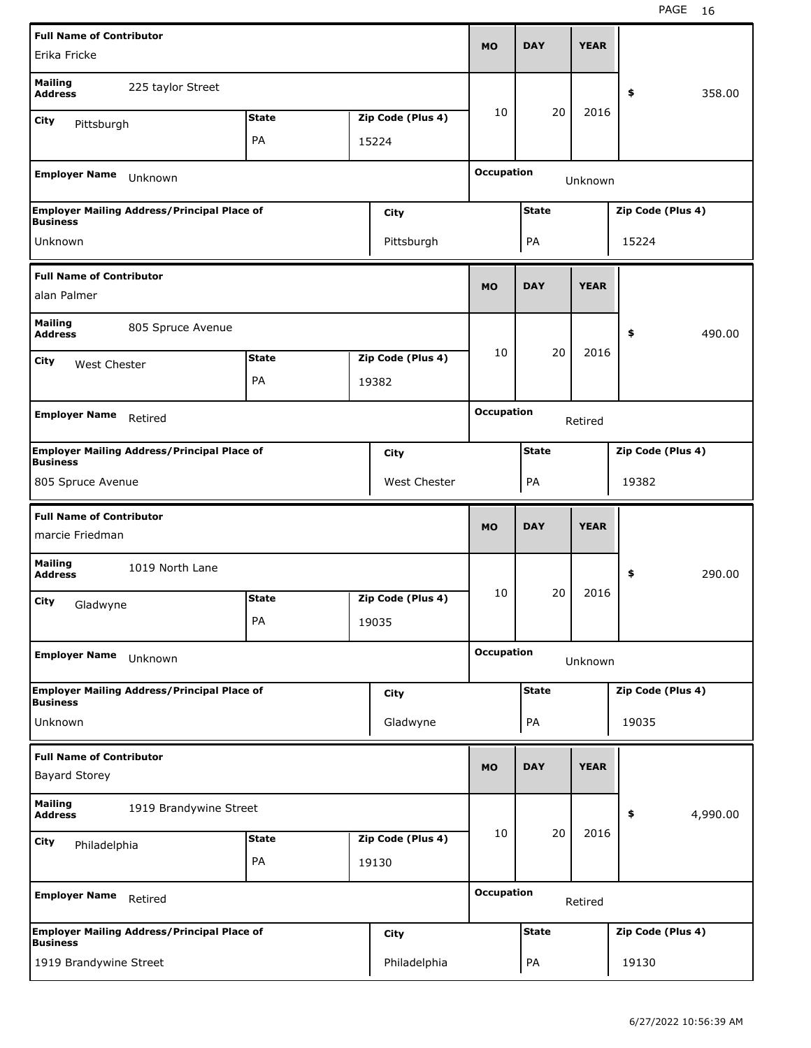| Full Name of Contributor | | | MO | DAY | YEAR | |
|---|---|---|---|---|---|---|
| Erika Fricke | | | 10 | 20 | 2016 | $ 358.00 |
| **Mailing Address** | 225 taylor Street | | | | | |
| **City** Pittsburgh | **State** PA | **Zip Code (Plus 4)** 15224 | | | | |
| **Employer Name** Unknown | | | **Occupation** Unknown | | | |
| **Employer Mailing Address/Principal Place of Business** | **City** | | **State** | | **Zip Code (Plus 4)** | |
| Unknown | Pittsburgh | | PA | | 15224 | |

| Full Name of Contributor | | | MO | DAY | YEAR | |
|---|---|---|---|---|---|---|
| alan Palmer | | | 10 | 20 | 2016 | $ 490.00 |
| **Mailing Address** | 805 Spruce Avenue | | | | | |
| **City** West Chester | **State** PA | **Zip Code (Plus 4)** 19382 | | | | |
| **Employer Name** Retired | | | **Occupation** Retired | | | |
| **Employer Mailing Address/Principal Place of Business** | **City** | | **State** | | **Zip Code (Plus 4)** | |
| 805 Spruce Avenue | West Chester | | PA | | 19382 | |

| Full Name of Contributor | | | MO | DAY | YEAR | |
|---|---|---|---|---|---|---|
| marcie Friedman | | | 10 | 20 | 2016 | $ 290.00 |
| **Mailing Address** | 1019 North Lane | | | | | |
| **City** Gladwyne | **State** PA | **Zip Code (Plus 4)** 19035 | | | | |
| **Employer Name** Unknown | | | **Occupation** Unknown | | | |
| **Employer Mailing Address/Principal Place of Business** | **City** | | **State** | | **Zip Code (Plus 4)** | |
| Unknown | Gladwyne | | PA | | 19035 | |

| Full Name of Contributor | | | MO | DAY | YEAR | |
|---|---|---|---|---|---|---|
| Bayard Storey | | | 10 | 20 | 2016 | $ 4,990.00 |
| **Mailing Address** | 1919 Brandywine Street | | | | | |
| **City** Philadelphia | **State** PA | **Zip Code (Plus 4)** 19130 | | | | |
| **Employer Name** Retired | | | **Occupation** Retired | | | |
| **Employer Mailing Address/Principal Place of Business** | **City** | | **State** | | **Zip Code (Plus 4)** | |
| 1919 Brandywine Street | Philadelphia | | PA | | 19130 | |

6/27/2022 10:56:39 AM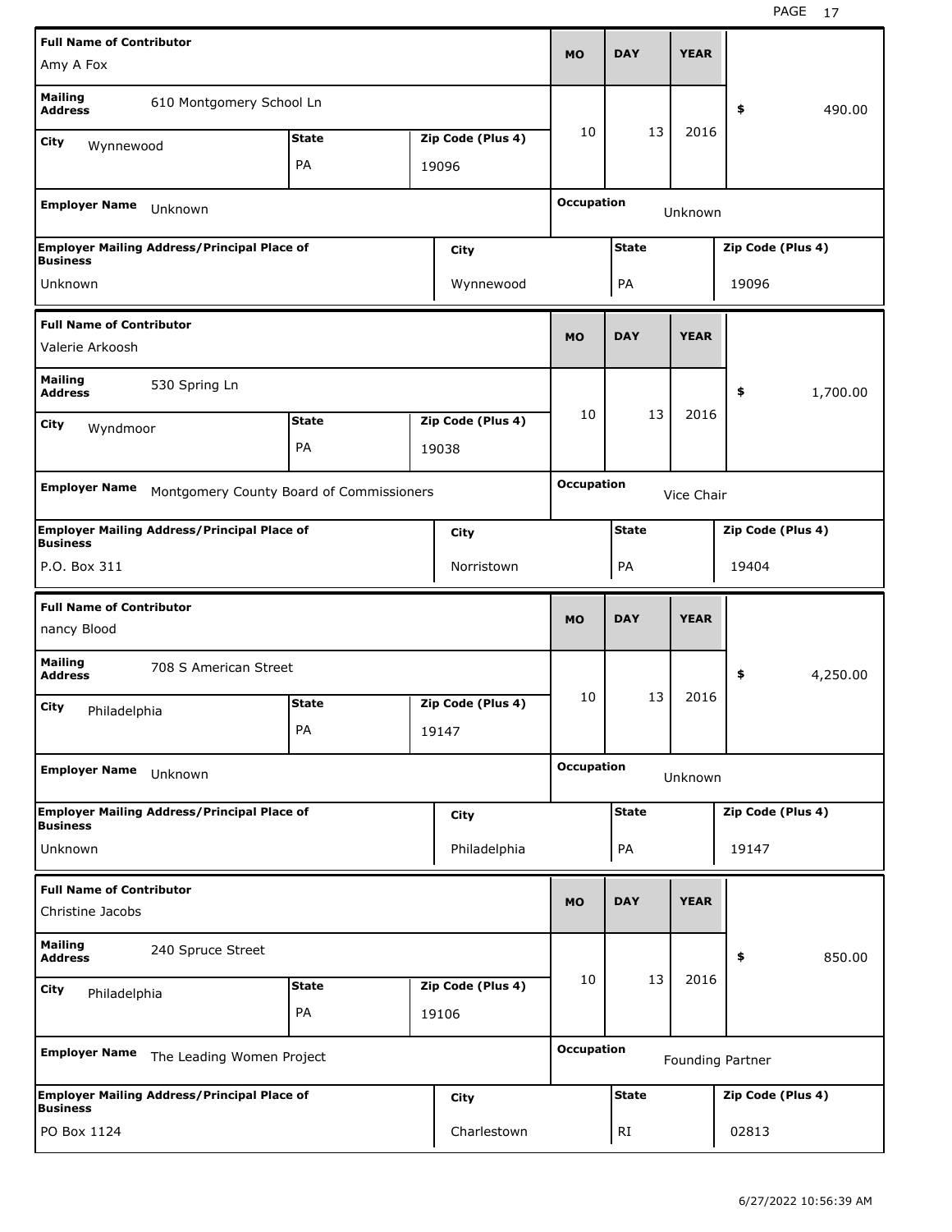| Full Name of Contributor | | | MO | DAY | YEAR | |
|---|---|---|---|---|---|---|
| Amy A Fox | | | | | | |
| Mailing Address | 610 Montgomery School Ln | | 10 | 13 | 2016 | $ 490.00 |
| City: Wynnewood | State: PA | Zip Code (Plus 4): 19096 | | | | |
| Employer Name | Unknown | | Occupation | Unknown | | |
| Employer Mailing Address/Principal Place of Business | City | State | Zip Code (Plus 4) | | | |
| Unknown | Wynnewood | PA | 19096 | | | |

| Full Name of Contributor | | | MO | DAY | YEAR | |
|---|---|---|---|---|---|---|
| Valerie Arkoosh | | | | | | |
| Mailing Address | 530 Spring Ln | | 10 | 13 | 2016 | $ 1,700.00 |
| City: Wyndmoor | State: PA | Zip Code (Plus 4): 19038 | | | | |
| Employer Name | Montgomery County Board of Commissioners | | Occupation | Vice Chair | | |
| Employer Mailing Address/Principal Place of Business | City | State | Zip Code (Plus 4) | | | |
| P.O. Box 311 | Norristown | PA | 19404 | | | |

| Full Name of Contributor | | | MO | DAY | YEAR | |
|---|---|---|---|---|---|---|
| nancy Blood | | | | | | |
| Mailing Address | 708 S American Street | | 10 | 13 | 2016 | $ 4,250.00 |
| City: Philadelphia | State: PA | Zip Code (Plus 4): 19147 | | | | |
| Employer Name | Unknown | | Occupation | Unknown | | |
| Employer Mailing Address/Principal Place of Business | City | State | Zip Code (Plus 4) | | | |
| Unknown | Philadelphia | PA | 19147 | | | |

| Full Name of Contributor | | | MO | DAY | YEAR | |
|---|---|---|---|---|---|---|
| Christine Jacobs | | | | | | |
| Mailing Address | 240 Spruce Street | | 10 | 13 | 2016 | $ 850.00 |
| City: Philadelphia | State: PA | Zip Code (Plus 4): 19106 | | | | |
| Employer Name | The Leading Women Project | | Occupation | Founding Partner | | |
| Employer Mailing Address/Principal Place of Business | City | State | Zip Code (Plus 4) | | | |
| PO Box 1124 | Charlestown | RI | 02813 | | | |

6/27/2022 10:56:39 AM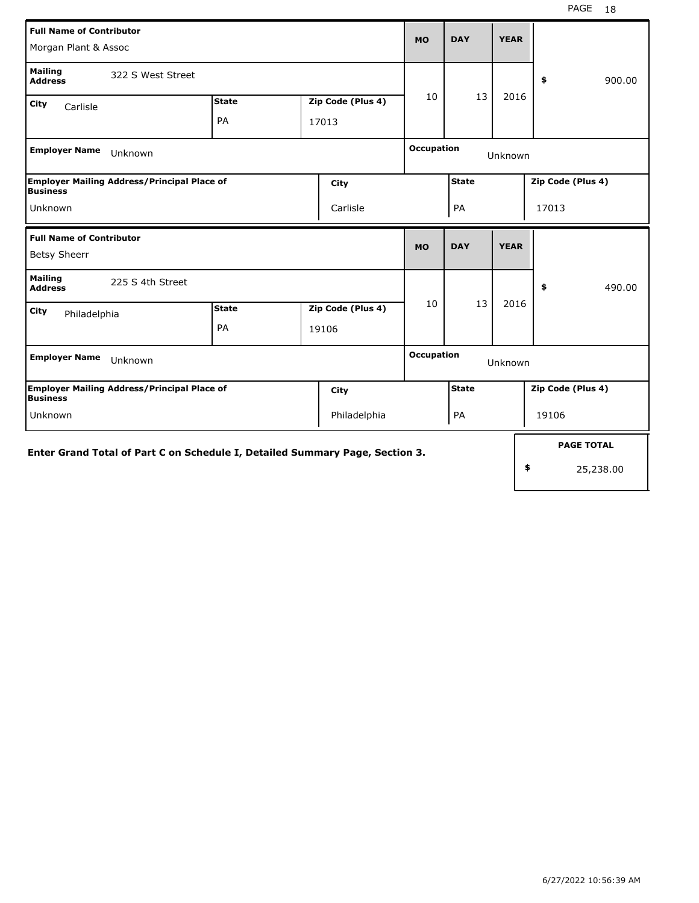| Full Name of Contributor | | | MO | DAY | YEAR | |
|---|---|---|---|---|---|---|
| Morgan Plant & Assoc | | | 10 | 13 | 2016 | $ 900.00 |
| **Mailing Address** 322 S West Street | | | | | | |
| **City** Carlisle | **State** PA | **Zip Code (Plus 4)** 17013 | | | | |
| **Employer Name** Unknown | | | **Occupation** Unknown | | | |
| **Employer Mailing Address/Principal Place of Business** Unknown | **City** Carlisle | | **State** PA | | **Zip Code (Plus 4)** 17013 | |

| Full Name of Contributor | | | MO | DAY | YEAR | |
|---|---|---|---|---|---|---|
| Betsy Sheerr | | | 10 | 13 | 2016 | $ 490.00 |
| **Mailing Address** 225 S 4th Street | | | | | | |
| **City** Philadelphia | **State** PA | **Zip Code (Plus 4)** 19106 | | | | |
| **Employer Name** Unknown | | | **Occupation** Unknown | | | |
| **Employer Mailing Address/Principal Place of Business** Unknown | **City** Philadelphia | | **State** PA | | **Zip Code (Plus 4)** 19106 | |

**Enter Grand Total of Part C on Schedule I, Detailed Summary Page, Section 3.**

**PAGE TOTAL** $ 25,238.00

6/27/2022 10:56:39 AM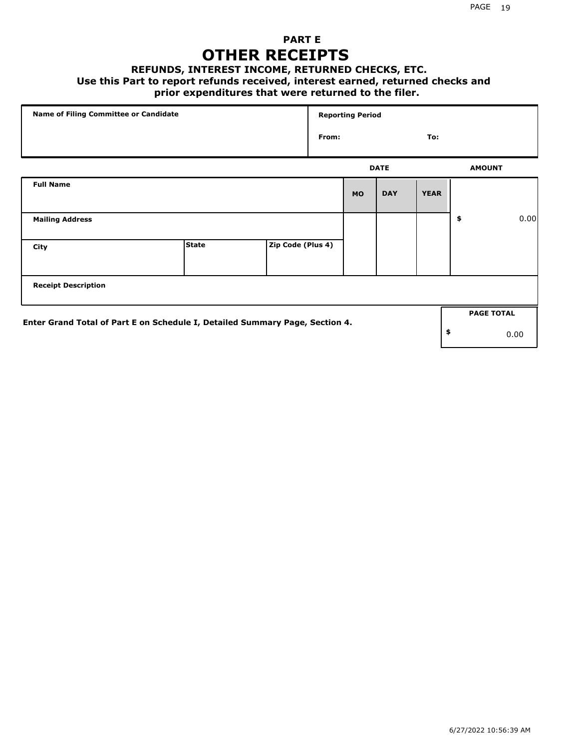# PART E

# OTHER RECEIPTS

### REFUNDS, INTEREST INCOME, RETURNED CHECKS, ETC.

**Use this Part to report refunds received, interest earned, returned checks and prior expenditures that were returned to the filer.**

| Name of Filing Committee or Candidate | Reporting Period | |
|---|---|---|
| | From: | To: |

| Full Name | | | DATE MO | DAY | YEAR | AMOUNT |
|---|---|---|---|---|---|---|
| Mailing Address | | | | | | $ 0.00 |
| City | State | Zip Code (Plus 4) | | | | |
| Receipt Description | | | | | | |

**Enter Grand Total of Part E on Schedule I, Detailed Summary Page, Section 4.**

| PAGE TOTAL |
|---|
| $ 0.00 |

6/27/2022 10:56:39 AM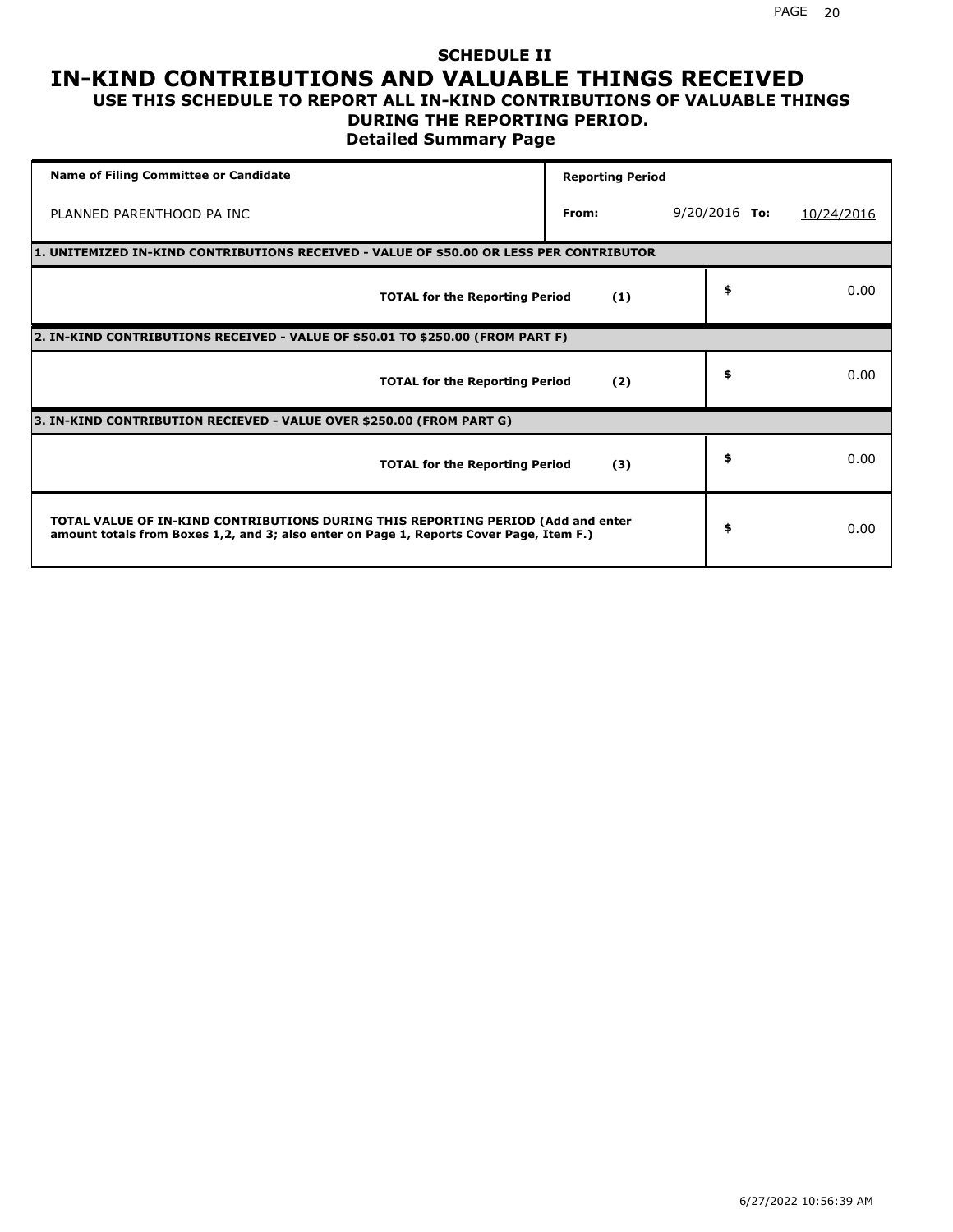# SCHEDULE II

# IN-KIND CONTRIBUTIONS AND VALUABLE THINGS RECEIVED

## USE THIS SCHEDULE TO REPORT ALL IN-KIND CONTRIBUTIONS OF VALUABLE THINGS DURING THE REPORTING PERIOD.

### Detailed Summary Page

| Name of Filing Committee or Candidate | Reporting Period | | | |
|---|---|---|---|---|
| PLANNED PARENTHOOD PA INC | From: | 9/20/2016 | To: | 10/24/2016 |

| **1. UNITEMIZED IN-KIND CONTRIBUTIONS RECEIVED - VALUE OF $50.00 OR LESS PER CONTRIBUTOR** | | | |
|---|---|---|---|
| **TOTAL for the Reporting Period** | **(1)** | **$** | 0.00 |
| **2. IN-KIND CONTRIBUTIONS RECEIVED - VALUE OF $50.01 TO $250.00 (FROM PART F)** | | | |
| **TOTAL for the Reporting Period** | **(2)** | **$** | 0.00 |
| **3. IN-KIND CONTRIBUTION RECIEVED - VALUE OVER $250.00 (FROM PART G)** | | | |
| **TOTAL for the Reporting Period** | **(3)** | **$** | 0.00 |
| **TOTAL VALUE OF IN-KIND CONTRIBUTIONS DURING THIS REPORTING PERIOD (Add and enter amount totals from Boxes 1,2, and 3; also enter on Page 1, Reports Cover Page, Item F.)** | | **$** | 0.00 |

6/27/2022 10:56:39 AM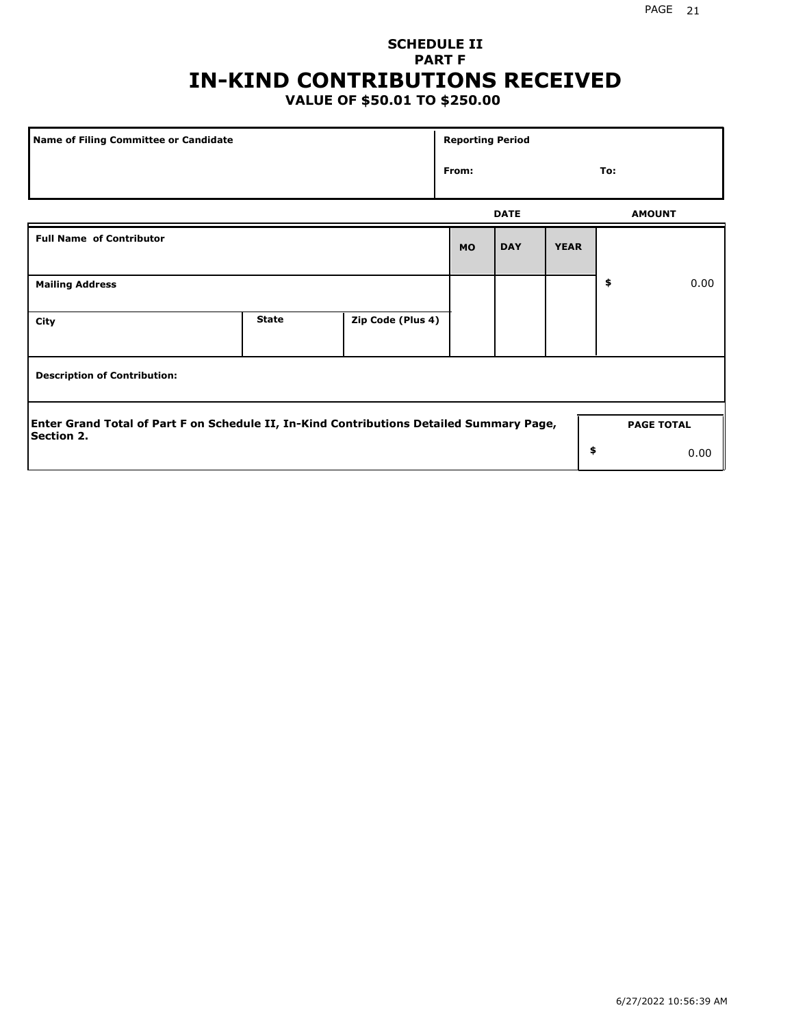# SCHEDULE II
## PART F
# IN-KIND CONTRIBUTIONS RECEIVED
### VALUE OF $50.01 TO $250.00

| Name of Filing Committee or Candidate | Reporting Period |
|---|---|
| | From: To: |

| Full Name of Contributor | | | DATE MO | DAY | YEAR | AMOUNT |
|---|---|---|---|---|---|---|
| Mailing Address | | | | | | $ 0.00 |
| City | State | Zip Code (Plus 4) | | | | |
| Description of Contribution: | | | | | | |

Enter Grand Total of Part F on Schedule II, In-Kind Contributions Detailed Summary Page, Section 2.

| PAGE TOTAL |
|---|
| $ 0.00 |

6/27/2022 10:56:39 AM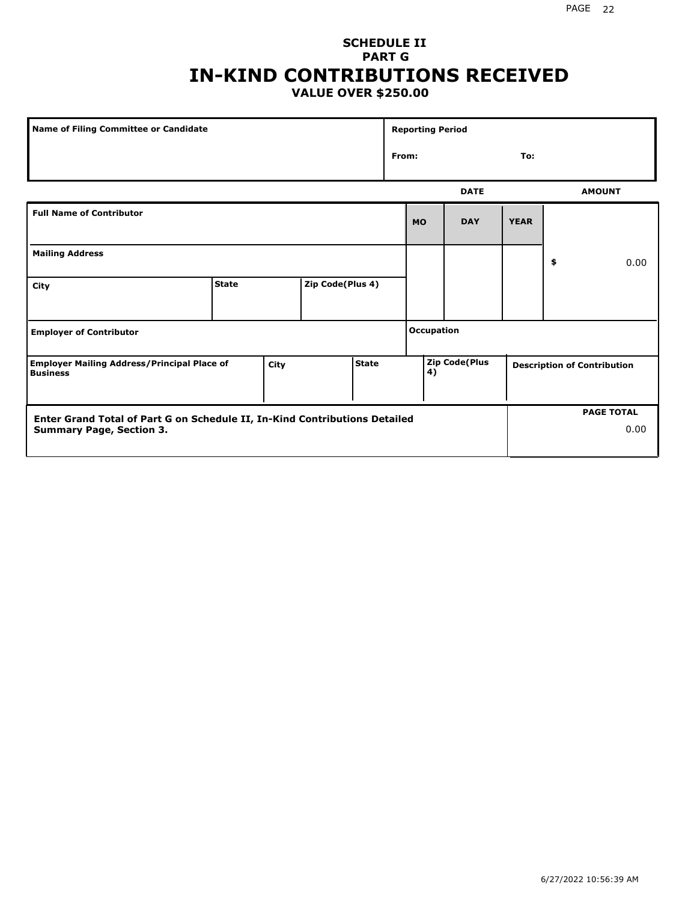**SCHEDULE II**
**PART G**

# IN-KIND CONTRIBUTIONS RECEIVED

**VALUE OVER $250.00**

| Name of Filing Committee or Candidate | Reporting Period |
|---|---|
| | From: To: |

| | DATE | | | AMOUNT |
|---|---|---|---|---|
| **Full Name of Contributor** | **MO** | **DAY** | **YEAR** | |
| **Mailing Address** | | | | $ 0.00 |
| **City** / **State** / **Zip Code(Plus 4)** | | | | |
| **Employer of Contributor** | **Occupation** | | | |
| **Employer Mailing Address/Principal Place of Business** / **City** / **State** | **Zip Code(Plus 4)** | | | **Description of Contribution** |

| Enter Grand Total of Part G on Schedule II, In-Kind Contributions Detailed Summary Page, Section 3. | PAGE TOTAL |
|---|---|
| | 0.00 |

6/27/2022 10:56:39 AM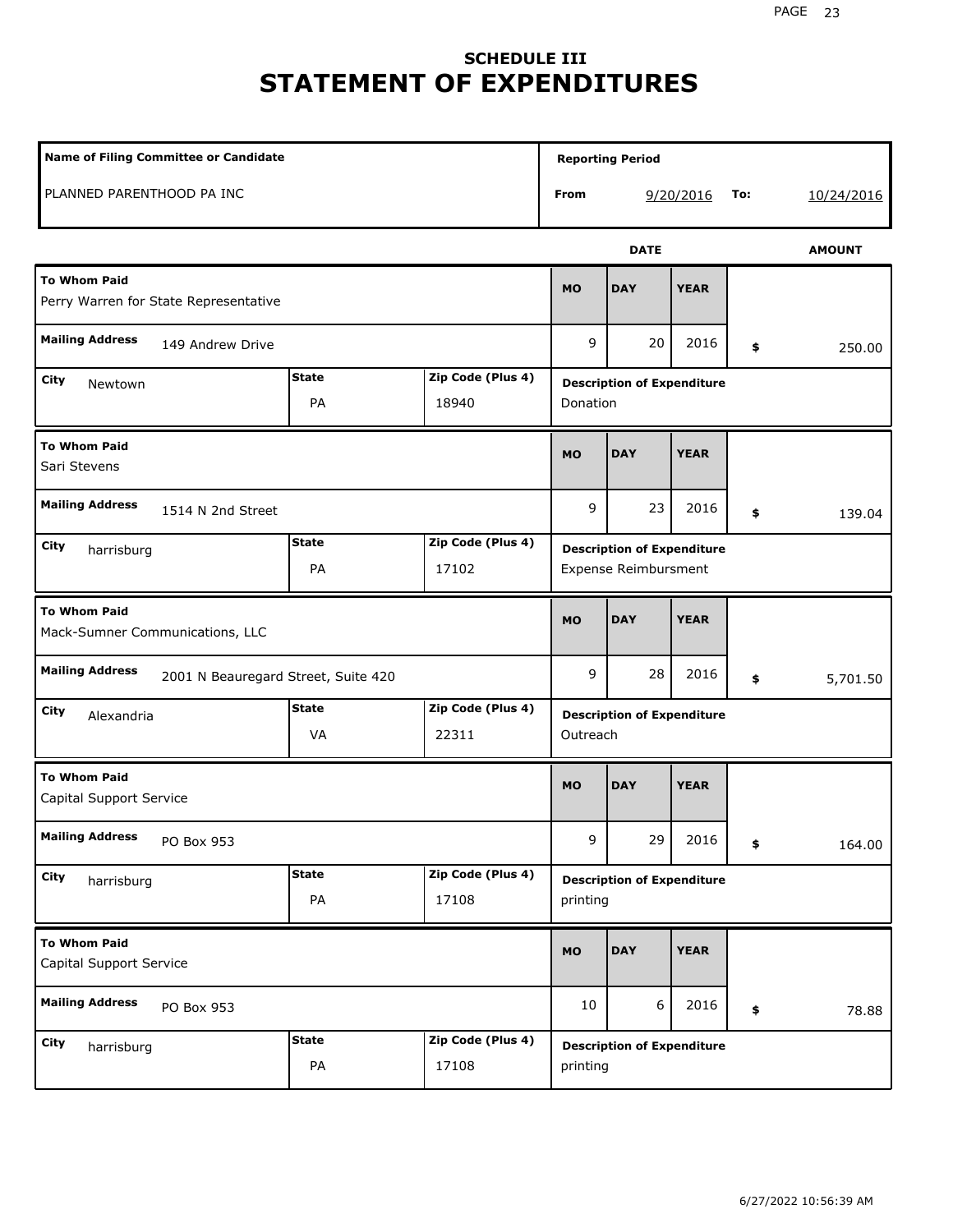# SCHEDULE III
# STATEMENT OF EXPENDITURES

| Name of Filing Committee or Candidate | Reporting Period |
| --- | --- |
| PLANNED PARENTHOOD PA INC | From 9/20/2016 To: 10/24/2016 |

| To Whom Paid | Mailing Address | City | State | Zip Code (Plus 4) | MO | DAY | YEAR | AMOUNT | Description of Expenditure |
| --- | --- | --- | --- | --- | --- | --- | --- | --- | --- |
| Perry Warren for State Representative | 149 Andrew Drive | Newtown | PA | 18940 | 9 | 20 | 2016 | $ 250.00 | Donation |
| Sari Stevens | 1514 N 2nd Street | harrisburg | PA | 17102 | 9 | 23 | 2016 | $ 139.04 | Expense Reimbursment |
| Mack-Sumner Communications, LLC | 2001 N Beauregard Street, Suite 420 | Alexandria | VA | 22311 | 9 | 28 | 2016 | $ 5,701.50 | Outreach |
| Capital Support Service | PO Box 953 | harrisburg | PA | 17108 | 9 | 29 | 2016 | $ 164.00 | printing |
| Capital Support Service | PO Box 953 | harrisburg | PA | 17108 | 10 | 6 | 2016 | $ 78.88 | printing |

6/27/2022 10:56:39 AM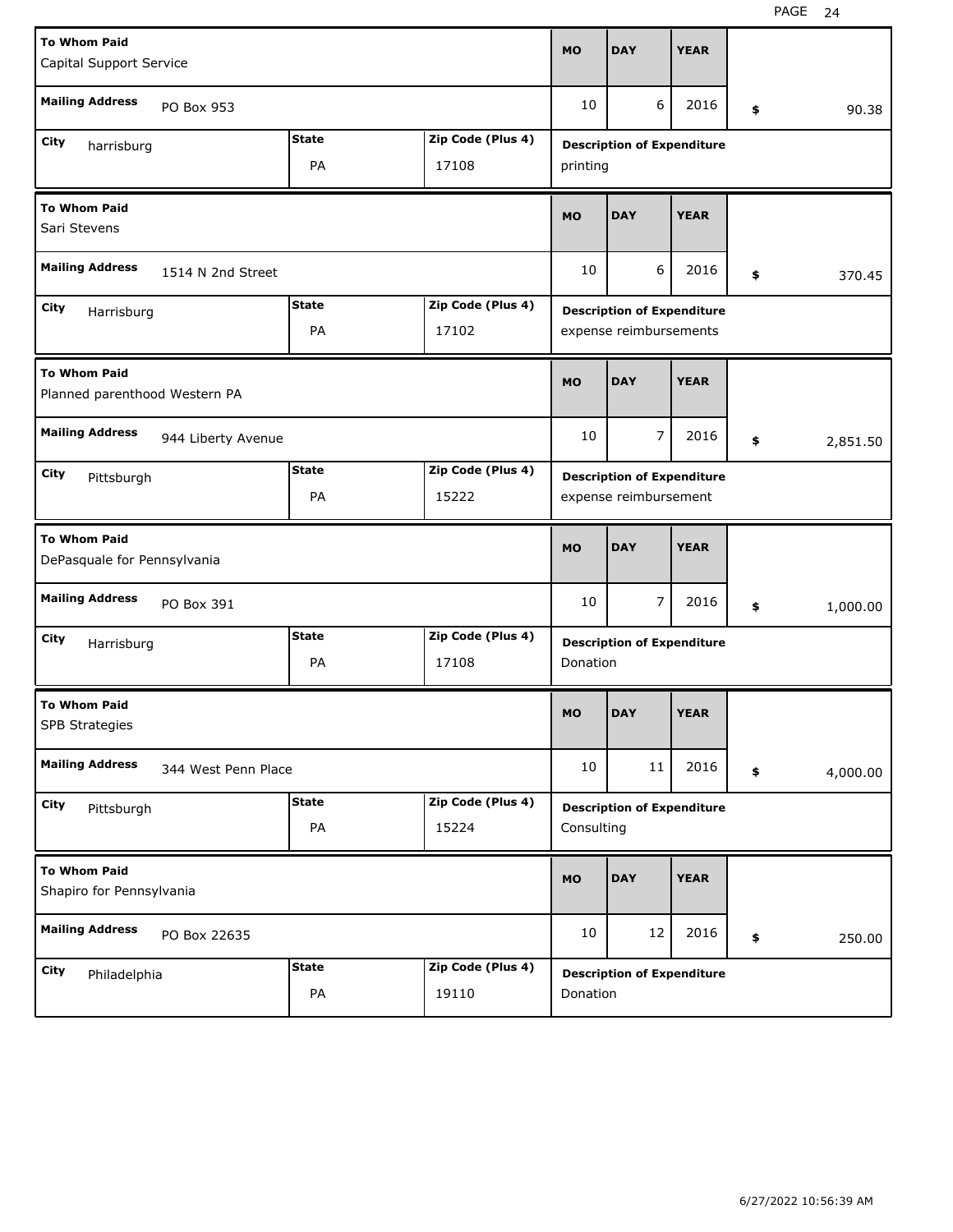| To Whom Paid | Mailing Address | City | State | Zip Code (Plus 4) | MO | DAY | YEAR | Amount | Description of Expenditure |
|---|---|---|---|---|---|---|---|---|---|
| Capital Support Service | PO Box 953 | harrisburg | PA | 17108 | 10 | 6 | 2016 | $ 90.38 | printing |
| Sari Stevens | 1514 N 2nd Street | Harrisburg | PA | 17102 | 10 | 6 | 2016 | $ 370.45 | expense reimbursements |
| Planned parenthood Western PA | 944 Liberty Avenue | Pittsburgh | PA | 15222 | 10 | 7 | 2016 | $ 2,851.50 | expense reimbursement |
| DePasquale for Pennsylvania | PO Box 391 | Harrisburg | PA | 17108 | 10 | 7 | 2016 | $ 1,000.00 | Donation |
| SPB Strategies | 344 West Penn Place | Pittsburgh | PA | 15224 | 10 | 11 | 2016 | $ 4,000.00 | Consulting |
| Shapiro for Pennsylvania | PO Box 22635 | Philadelphia | PA | 19110 | 10 | 12 | 2016 | $ 250.00 | Donation |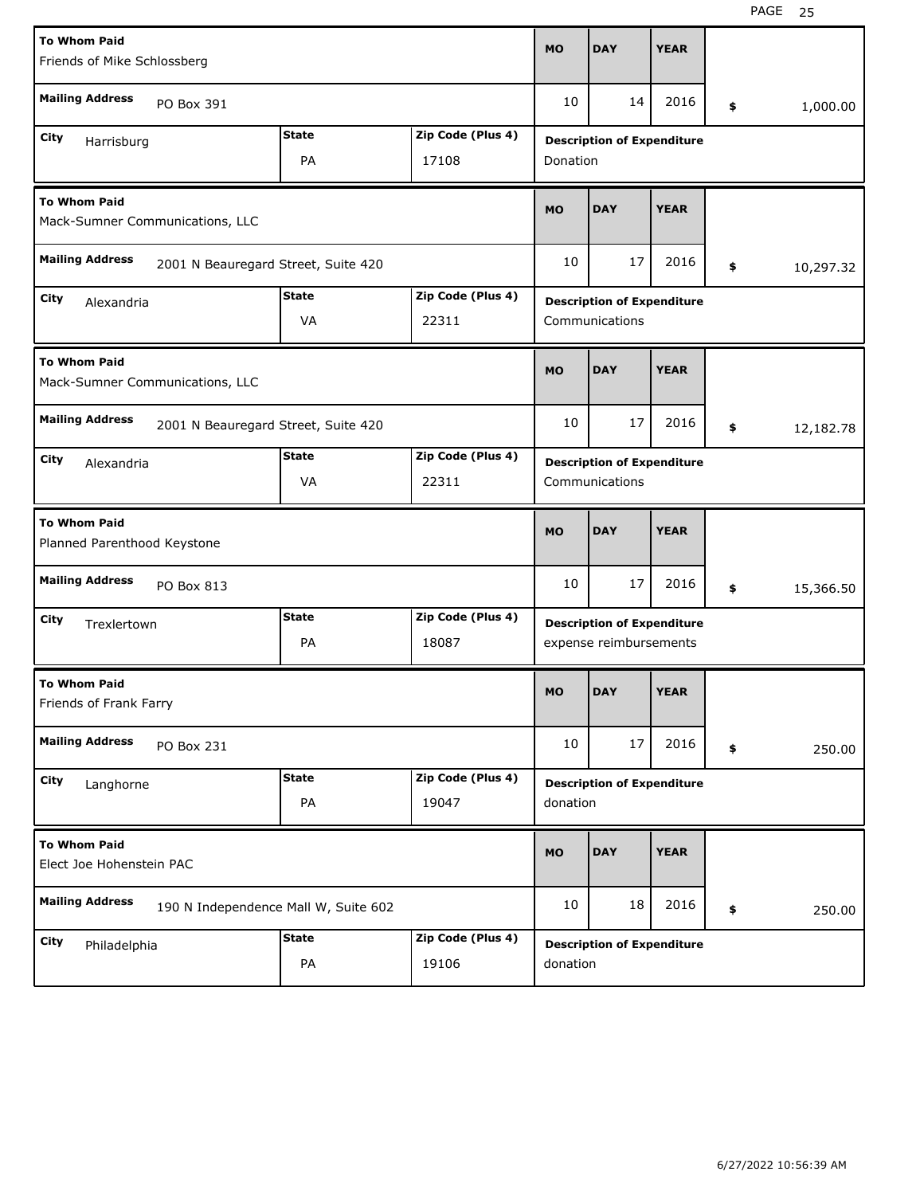| To Whom Paid | Mailing Address | City | State | Zip Code (Plus 4) | MO | DAY | YEAR | Amount | Description of Expenditure |
|---|---|---|---|---|---|---|---|---|---|
| Friends of Mike Schlossberg | PO Box 391 | Harrisburg | PA | 17108 | 10 | 14 | 2016 | $ 1,000.00 | Donation |
| Mack-Sumner Communications, LLC | 2001 N Beauregard Street, Suite 420 | Alexandria | VA | 22311 | 10 | 17 | 2016 | $ 10,297.32 | Communications |
| Mack-Sumner Communications, LLC | 2001 N Beauregard Street, Suite 420 | Alexandria | VA | 22311 | 10 | 17 | 2016 | $ 12,182.78 | Communications |
| Planned Parenthood Keystone | PO Box 813 | Trexlertown | PA | 18087 | 10 | 17 | 2016 | $ 15,366.50 | expense reimbursements |
| Friends of Frank Farry | PO Box 231 | Langhorne | PA | 19047 | 10 | 17 | 2016 | $ 250.00 | donation |
| Elect Joe Hohenstein PAC | 190 N Independence Mall W, Suite 602 | Philadelphia | PA | 19106 | 10 | 18 | 2016 | $ 250.00 | donation |

6/27/2022 10:56:39 AM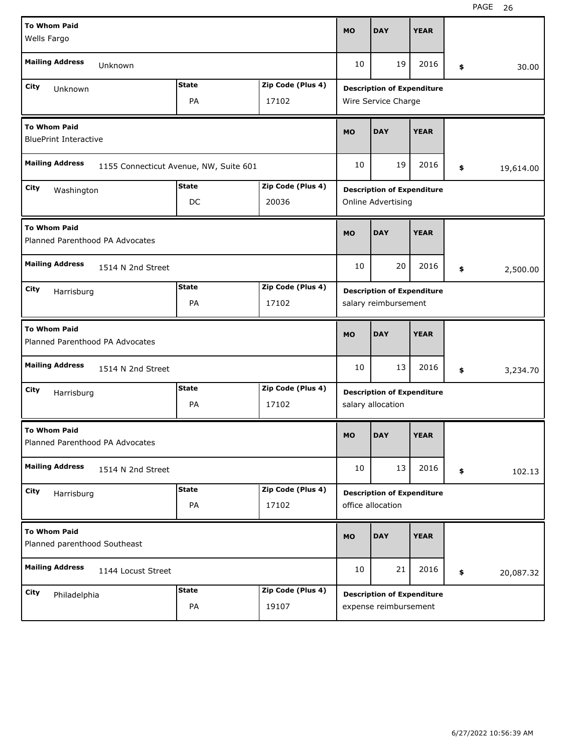| To Whom Paid | Mailing Address | City | State | Zip Code (Plus 4) | MO | DAY | YEAR | Amount | Description of Expenditure |
|---|---|---|---|---|---|---|---|---|---|
| Wells Fargo | Unknown | Unknown | PA | 17102 | 10 | 19 | 2016 | $ 30.00 | Wire Service Charge |
| BluePrint Interactive | 1155 Connecticut Avenue, NW, Suite 601 | Washington | DC | 20036 | 10 | 19 | 2016 | $ 19,614.00 | Online Advertising |
| Planned Parenthood PA Advocates | 1514 N 2nd Street | Harrisburg | PA | 17102 | 10 | 20 | 2016 | $ 2,500.00 | salary reimbursement |
| Planned Parenthood PA Advocates | 1514 N 2nd Street | Harrisburg | PA | 17102 | 10 | 13 | 2016 | $ 3,234.70 | salary allocation |
| Planned Parenthood PA Advocates | 1514 N 2nd Street | Harrisburg | PA | 17102 | 10 | 13 | 2016 | $ 102.13 | office allocation |
| Planned parenthood Southeast | 1144 Locust Street | Philadelphia | PA | 19107 | 10 | 21 | 2016 | $ 20,087.32 | expense reimbursement |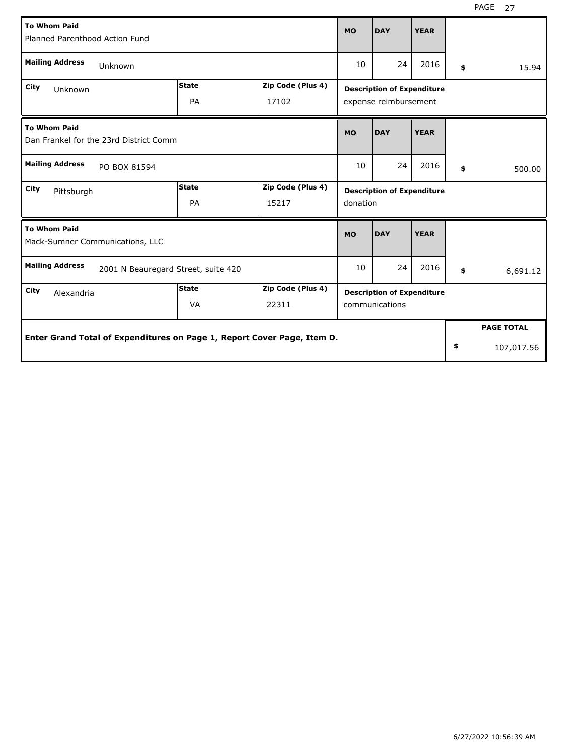| To Whom Paid | | | MO | DAY | YEAR | |
|---|---|---|---|---|---|---|
| Planned Parenthood Action Fund | | | | | | |
| **Mailing Address** Unknown | | | 10 | 24 | 2016 | $ 15.94 |
| **City** Unknown | **State** PA | **Zip Code (Plus 4)** 17102 | **Description of Expenditure** expense reimbursement | | | |

| To Whom Paid | | | MO | DAY | YEAR | |
|---|---|---|---|---|---|---|
| Dan Frankel for the 23rd District Comm | | | | | | |
| **Mailing Address** PO BOX 81594 | | | 10 | 24 | 2016 | $ 500.00 |
| **City** Pittsburgh | **State** PA | **Zip Code (Plus 4)** 15217 | **Description of Expenditure** donation | | | |

| To Whom Paid | | | MO | DAY | YEAR | |
|---|---|---|---|---|---|---|
| Mack-Sumner Communications, LLC | | | | | | |
| **Mailing Address** 2001 N Beauregard Street, suite 420 | | | 10 | 24 | 2016 | $ 6,691.12 |
| **City** Alexandria | **State** VA | **Zip Code (Plus 4)** 22311 | **Description of Expenditure** communications | | | |

| | |
|---|---|
| **Enter Grand Total of Expenditures on Page 1, Report Cover Page, Item D.** | **PAGE TOTAL** $ 107,017.56 |

6/27/2022 10:56:39 AM